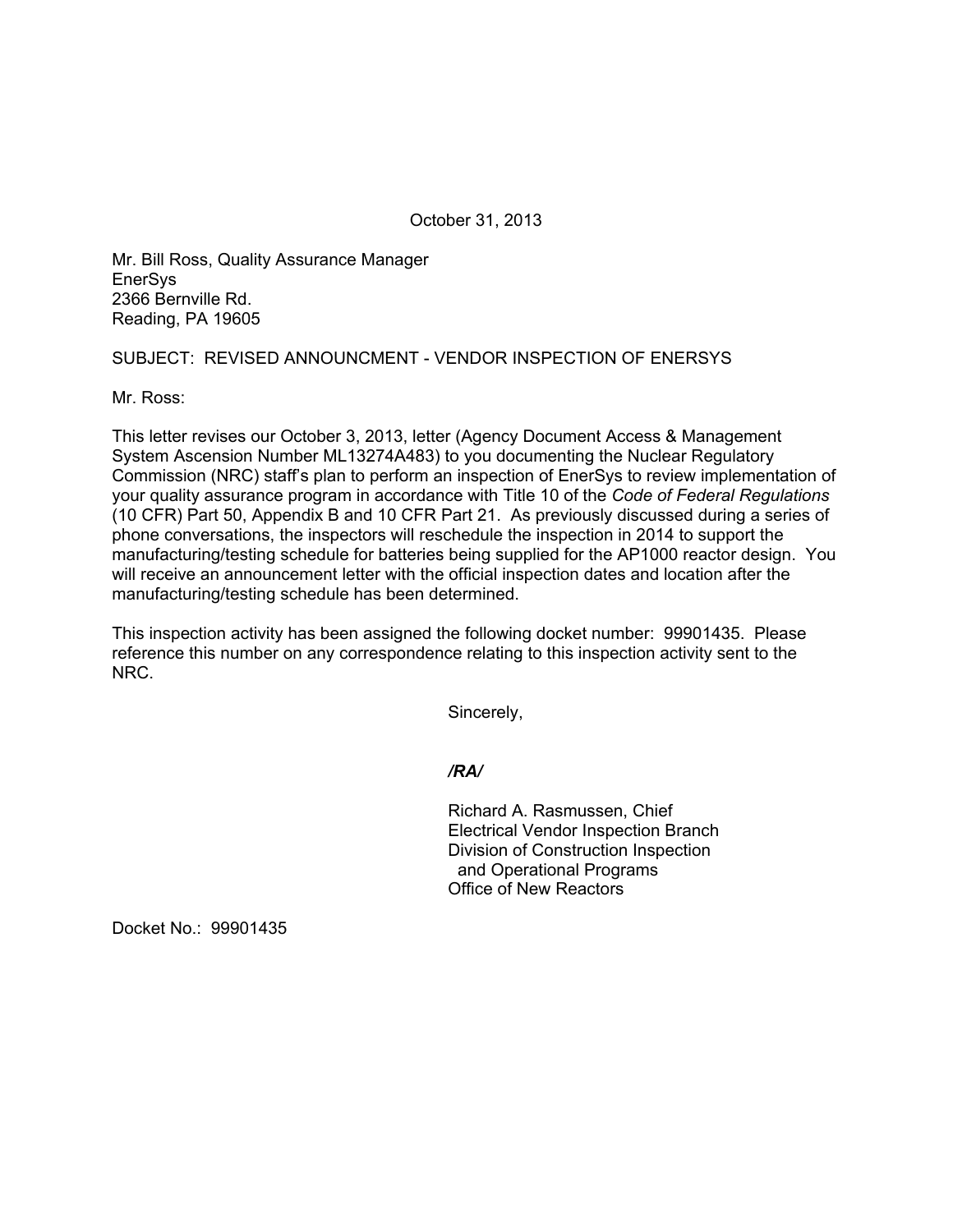October 31, 2013

Mr. Bill Ross, Quality Assurance Manager
EnerSys
2366 Bernville Rd.
Reading, PA 19605

SUBJECT: REVISED ANNOUNCMENT - VENDOR INSPECTION OF ENERSYS

Mr. Ross:

This letter revises our October 3, 2013, letter (Agency Document Access & Management System Ascension Number ML13274A483) to you documenting the Nuclear Regulatory Commission (NRC) staff's plan to perform an inspection of EnerSys to review implementation of your quality assurance program in accordance with Title 10 of the *Code of Federal Regulations* (10 CFR) Part 50, Appendix B and 10 CFR Part 21. As previously discussed during a series of phone conversations, the inspectors will reschedule the inspection in 2014 to support the manufacturing/testing schedule for batteries being supplied for the AP1000 reactor design. You will receive an announcement letter with the official inspection dates and location after the manufacturing/testing schedule has been determined.

This inspection activity has been assigned the following docket number: 99901435. Please reference this number on any correspondence relating to this inspection activity sent to the NRC.

Sincerely,

***/RA/***

Richard A. Rasmussen, Chief
Electrical Vendor Inspection Branch
Division of Construction Inspection
and Operational Programs
Office of New Reactors

Docket No.: 99901435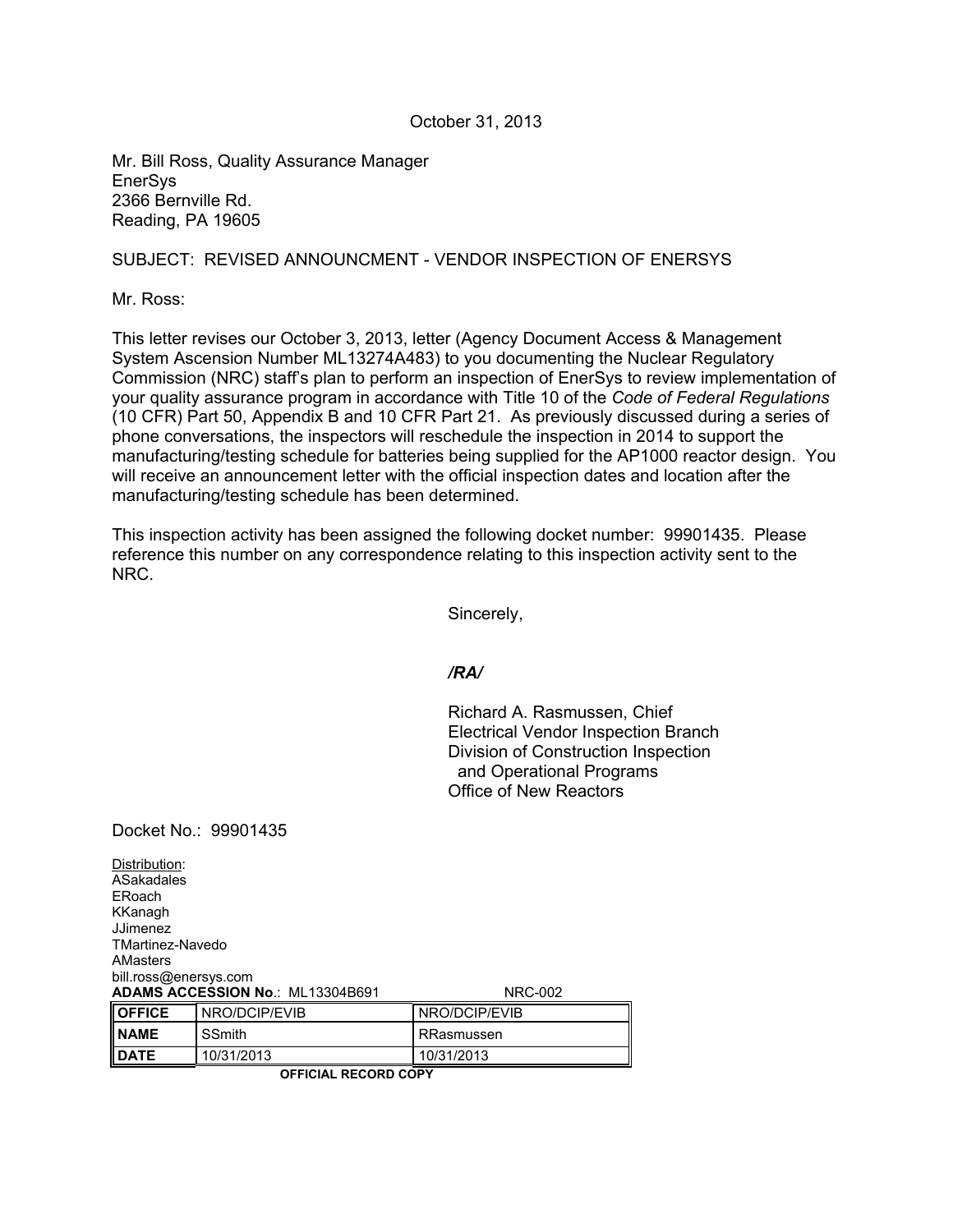October 31, 2013

Mr. Bill Ross, Quality Assurance Manager
EnerSys
2366 Bernville Rd.
Reading, PA 19605

SUBJECT: REVISED ANNOUNCMENT - VENDOR INSPECTION OF ENERSYS

Mr. Ross:

This letter revises our October 3, 2013, letter (Agency Document Access & Management System Ascension Number ML13274A483) to you documenting the Nuclear Regulatory Commission (NRC) staff's plan to perform an inspection of EnerSys to review implementation of your quality assurance program in accordance with Title 10 of the *Code of Federal Regulations* (10 CFR) Part 50, Appendix B and 10 CFR Part 21. As previously discussed during a series of phone conversations, the inspectors will reschedule the inspection in 2014 to support the manufacturing/testing schedule for batteries being supplied for the AP1000 reactor design. You will receive an announcement letter with the official inspection dates and location after the manufacturing/testing schedule has been determined.

This inspection activity has been assigned the following docket number: 99901435. Please reference this number on any correspondence relating to this inspection activity sent to the NRC.

Sincerely,

*/RA/*

Richard A. Rasmussen, Chief
Electrical Vendor Inspection Branch
Division of Construction Inspection
and Operational Programs
Office of New Reactors

Docket No.: 99901435

Distribution:
ASakadales
ERoach
KKanagh
JJimenez
TMartinez-Navedo
AMasters
bill.ross@enersys.com

**ADAMS ACCESSION No**.: ML13304B691 NRC-002

| **OFFICE** | NRO/DCIP/EVIB | NRO/DCIP/EVIB |
|---|---|---|
| **NAME** | SSmith | RRasmussen |
| **DATE** | 10/31/2013 | 10/31/2013 |

**OFFICIAL RECORD COPY**